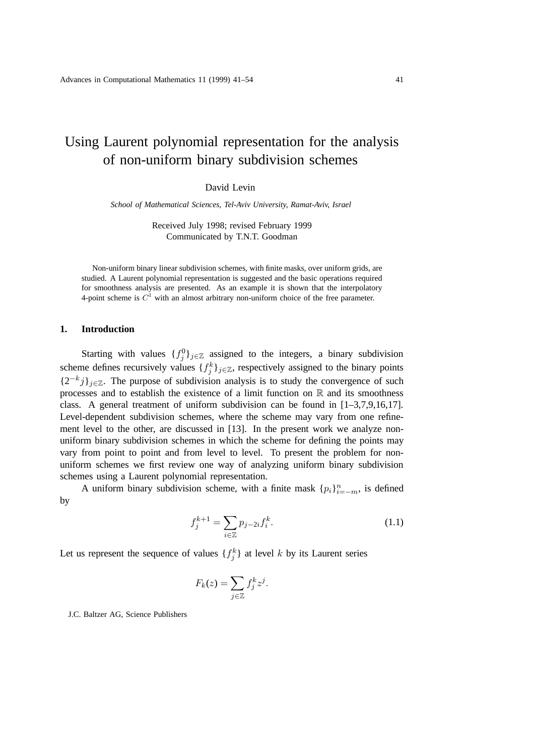# Using Laurent polynomial representation for the analysis of non-uniform binary subdivision schemes

David Levin

*School of Mathematical Sciences, Tel-Aviv University, Ramat-Aviv, Israel*

Received July 1998; revised February 1999
Communicated by T.N.T. Goodman

Non-uniform binary linear subdivision schemes, with finite masks, over uniform grids, are studied. A Laurent polynomial representation is suggested and the basic operations required for smoothness analysis are presented. As an example it is shown that the interpolatory 4-point scheme is $C^1$ with an almost arbitrary non-uniform choice of the free parameter.

## 1. Introduction

Starting with values $\{f_j^0\}_{j\in\mathbb{Z}}$ assigned to the integers, a binary subdivision scheme defines recursively values $\{f_j^k\}_{j\in\mathbb{Z}}$, respectively assigned to the binary points $\{2^{-k}j\}_{j\in\mathbb{Z}}$. The purpose of subdivision analysis is to study the convergence of such processes and to establish the existence of a limit function on $\mathbb{R}$ and its smoothness class. A general treatment of uniform subdivision can be found in [1–3,7,9,16,17]. Level-dependent subdivision schemes, where the scheme may vary from one refinement level to the other, are discussed in [13]. In the present work we analyze non-uniform binary subdivision schemes in which the scheme for defining the points may vary from point to point and from level to level. To present the problem for non-uniform schemes we first review one way of analyzing uniform binary subdivision schemes using a Laurent polynomial representation.

A uniform binary subdivision scheme, with a finite mask $\{p_i\}_{i=-m}^{n}$, is defined by

$$f_j^{k+1} = \sum_{i\in\mathbb{Z}} p_{j-2i} f_i^k. \tag{1.1}$$

Let us represent the sequence of values $\{f_j^k\}$ at level $k$ by its Laurent series

$$F_k(z) = \sum_{j\in\mathbb{Z}} f_j^k z^j.$$

J.C. Baltzer AG, Science Publishers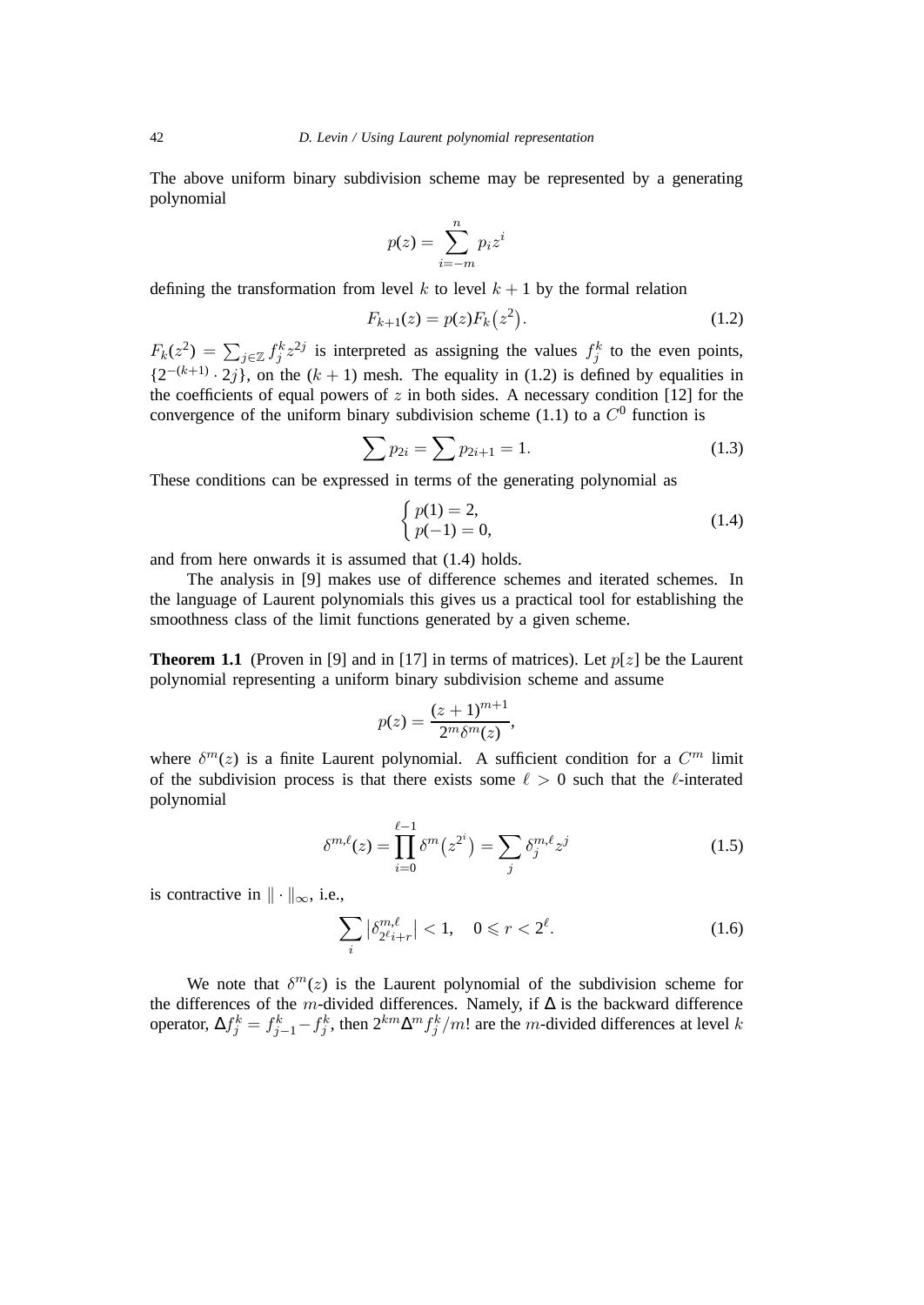The above uniform binary subdivision scheme may be represented by a generating polynomial

$$p(z) = \sum_{i=-m}^{n} p_i z^i$$

defining the transformation from level $k$ to level $k+1$ by the formal relation

$$F_{k+1}(z) = p(z)F_k\big(z^2\big). \tag{1.2}$$

$F_k(z^2) = \sum_{j\in\mathbb{Z}} f_j^k z^{2j}$ is interpreted as assigning the values $f_j^k$ to the even points, $\{2^{-(k+1)} \cdot 2j\}$, on the $(k+1)$ mesh. The equality in (1.2) is defined by equalities in the coefficients of equal powers of $z$ in both sides. A necessary condition [12] for the convergence of the uniform binary subdivision scheme (1.1) to a $C^0$ function is

$$\sum p_{2i} = \sum p_{2i+1} = 1. \tag{1.3}$$

These conditions can be expressed in terms of the generating polynomial as

$$\begin{cases} p(1) = 2, \\ p(-1) = 0, \end{cases} \tag{1.4}$$

and from here onwards it is assumed that (1.4) holds.

The analysis in [9] makes use of difference schemes and iterated schemes. In the language of Laurent polynomials this gives us a practical tool for establishing the smoothness class of the limit functions generated by a given scheme.

**Theorem 1.1** (Proven in [9] and in [17] in terms of matrices). Let $p[z]$ be the Laurent polynomial representing a uniform binary subdivision scheme and assume

$$p(z) = \frac{(z+1)^{m+1}}{2^m \delta^m(z)},$$

where $\delta^m(z)$ is a finite Laurent polynomial. A sufficient condition for a $C^m$ limit of the subdivision process is that there exists some $\ell > 0$ such that the $\ell$-interated polynomial

$$\delta^{m,\ell}(z) = \prod_{i=0}^{\ell-1} \delta^m\big(z^{2^i}\big) = \sum_j \delta_j^{m,\ell} z^j \tag{1.5}$$

is contractive in $\|\cdot\|_\infty$, i.e.,

$$\sum_i \big|\delta_{2^\ell i+r}^{m,\ell}\big| < 1, \quad 0 \leqslant r < 2^\ell. \tag{1.6}$$

We note that $\delta^m(z)$ is the Laurent polynomial of the subdivision scheme for the differences of the $m$-divided differences. Namely, if $\Delta$ is the backward difference operator, $\Delta f_j^k = f_{j-1}^k - f_j^k$, then $2^{km}\Delta^m f_j^k/m!$ are the $m$-divided differences at level $k$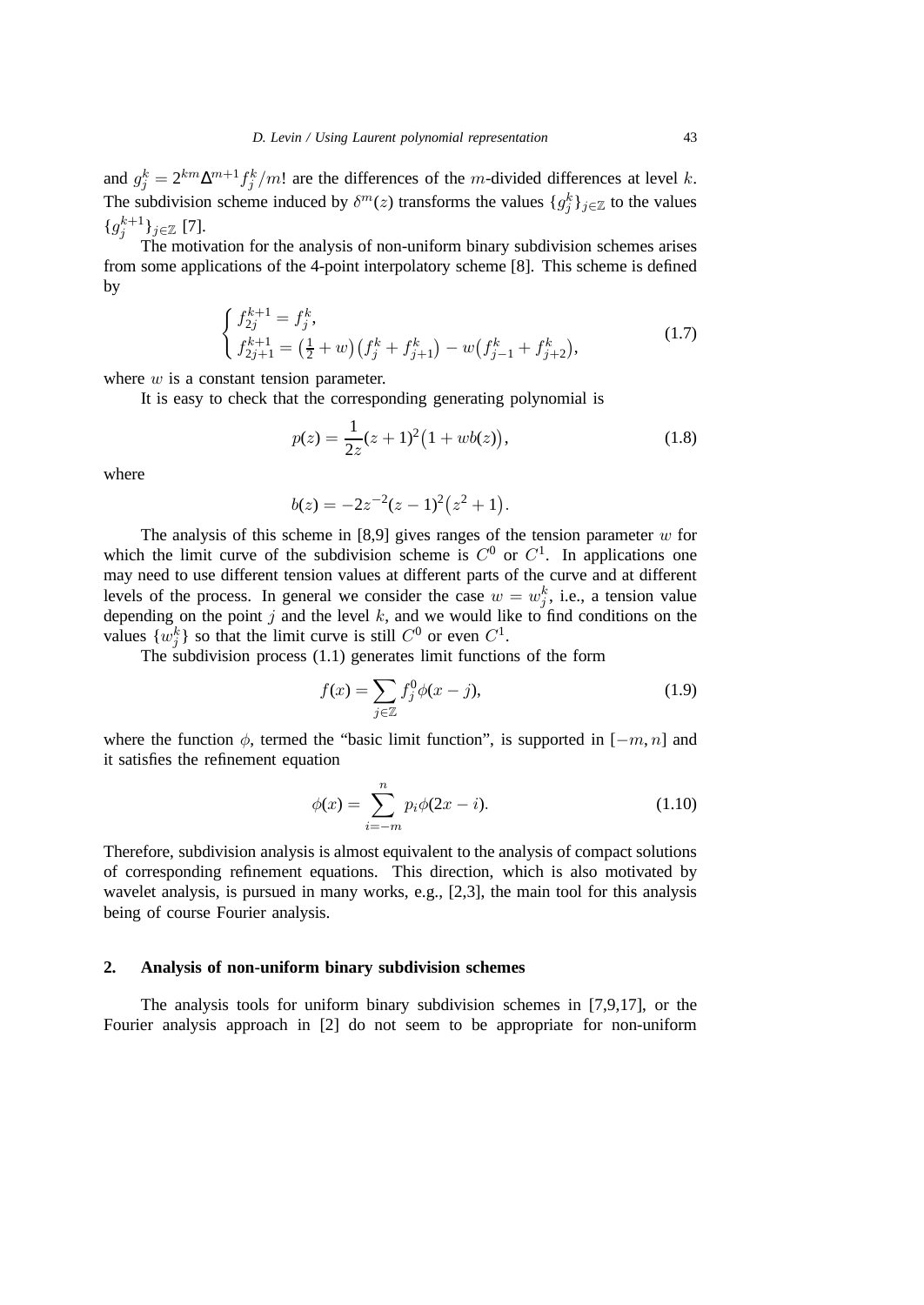and $g_j^k = 2^{km}\Delta^{m+1} f_j^k/m!$ are the differences of the $m$-divided differences at level $k$. The subdivision scheme induced by $\delta^m(z)$ transforms the values $\{g_j^k\}_{j\in\mathbb{Z}}$ to the values $\{g_j^{k+1}\}_{j\in\mathbb{Z}}$ [7].

The motivation for the analysis of non-uniform binary subdivision schemes arises from some applications of the 4-point interpolatory scheme [8]. This scheme is defined by

$$\begin{cases} f_{2j}^{k+1} = f_j^k, \\ f_{2j+1}^{k+1} = \left(\frac{1}{2} + w\right)\left(f_j^k + f_{j+1}^k\right) - w\left(f_{j-1}^k + f_{j+2}^k\right), \end{cases} \tag{1.7}$$

where $w$ is a constant tension parameter.

It is easy to check that the corresponding generating polynomial is

$$p(z) = \frac{1}{2z}(z+1)^2\left(1 + wb(z)\right), \tag{1.8}$$

where

$$b(z) = -2z^{-2}(z-1)^2\left(z^2+1\right).$$

The analysis of this scheme in [8,9] gives ranges of the tension parameter $w$ for which the limit curve of the subdivision scheme is $C^0$ or $C^1$. In applications one may need to use different tension values at different parts of the curve and at different levels of the process. In general we consider the case $w = w_j^k$, i.e., a tension value depending on the point $j$ and the level $k$, and we would like to find conditions on the values $\{w_j^k\}$ so that the limit curve is still $C^0$ or even $C^1$.

The subdivision process (1.1) generates limit functions of the form

$$f(x) = \sum_{j\in\mathbb{Z}} f_j^0 \phi(x-j), \tag{1.9}$$

where the function $\phi$, termed the "basic limit function", is supported in $[-m, n]$ and it satisfies the refinement equation

$$\phi(x) = \sum_{i=-m}^{n} p_i \phi(2x - i). \tag{1.10}$$

Therefore, subdivision analysis is almost equivalent to the analysis of compact solutions of corresponding refinement equations. This direction, which is also motivated by wavelet analysis, is pursued in many works, e.g., [2,3], the main tool for this analysis being of course Fourier analysis.

## 2. Analysis of non-uniform binary subdivision schemes

The analysis tools for uniform binary subdivision schemes in [7,9,17], or the Fourier analysis approach in [2] do not seem to be appropriate for non-uniform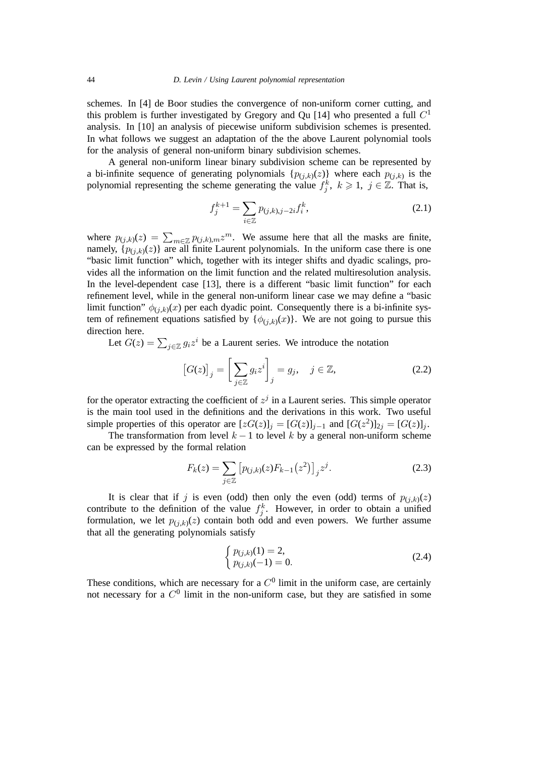schemes. In [4] de Boor studies the convergence of non-uniform corner cutting, and this problem is further investigated by Gregory and Qu [14] who presented a full $C^1$ analysis. In [10] an analysis of piecewise uniform subdivision schemes is presented. In what follows we suggest an adaptation of the the above Laurent polynomial tools for the analysis of general non-uniform binary subdivision schemes.

A general non-uniform linear binary subdivision scheme can be represented by a bi-infinite sequence of generating polynomials $\{p_{(j,k)}(z)\}$ where each $p_{(j,k)}$ is the polynomial representing the scheme generating the value $f_j^k$, $k \geqslant 1$, $j \in \mathbb{Z}$. That is,

$$f_j^{k+1} = \sum_{i \in \mathbb{Z}} p_{(j,k),j-2i} f_i^k, \tag{2.1}$$

where $p_{(j,k)}(z) = \sum_{m \in \mathbb{Z}} p_{(j,k),m} z^m$. We assume here that all the masks are finite, namely, $\{p_{(j,k)}(z)\}$ are all finite Laurent polynomials. In the uniform case there is one "basic limit function" which, together with its integer shifts and dyadic scalings, provides all the information on the limit function and the related multiresolution analysis. In the level-dependent case [13], there is a different "basic limit function" for each refinement level, while in the general non-uniform linear case we may define a "basic limit function" $\phi_{(j,k)}(x)$ per each dyadic point. Consequently there is a bi-infinite system of refinement equations satisfied by $\{\phi_{(j,k)}(x)\}$. We are not going to pursue this direction here.

Let $G(z) = \sum_{j \in \mathbb{Z}} g_i z^i$ be a Laurent series. We introduce the notation

$$\bigl[G(z)\bigr]_j = \left[\sum_{j \in \mathbb{Z}} g_i z^i\right]_j = g_j, \quad j \in \mathbb{Z}, \tag{2.2}$$

for the operator extracting the coefficient of $z^j$ in a Laurent series. This simple operator is the main tool used in the definitions and the derivations in this work. Two useful simple properties of this operator are $[zG(z)]_j = [G(z)]_{j-1}$ and $[G(z^2)]_{2j} = [G(z)]_j$.

The transformation from level $k-1$ to level $k$ by a general non-uniform scheme can be expressed by the formal relation

$$F_k(z) = \sum_{j \in \mathbb{Z}} \bigl[p_{(j,k)}(z) F_{k-1}\bigl(z^2\bigr)\bigr]_j z^j. \tag{2.3}$$

It is clear that if $j$ is even (odd) then only the even (odd) terms of $p_{(j,k)}(z)$ contribute to the definition of the value $f_j^k$. However, in order to obtain a unified formulation, we let $p_{(j,k)}(z)$ contain both odd and even powers. We further assume that all the generating polynomials satisfy

$$\begin{cases} p_{(j,k)}(1) = 2, \\ p_{(j,k)}(-1) = 0. \end{cases} \tag{2.4}$$

These conditions, which are necessary for a $C^0$ limit in the uniform case, are certainly not necessary for a $C^0$ limit in the non-uniform case, but they are satisfied in some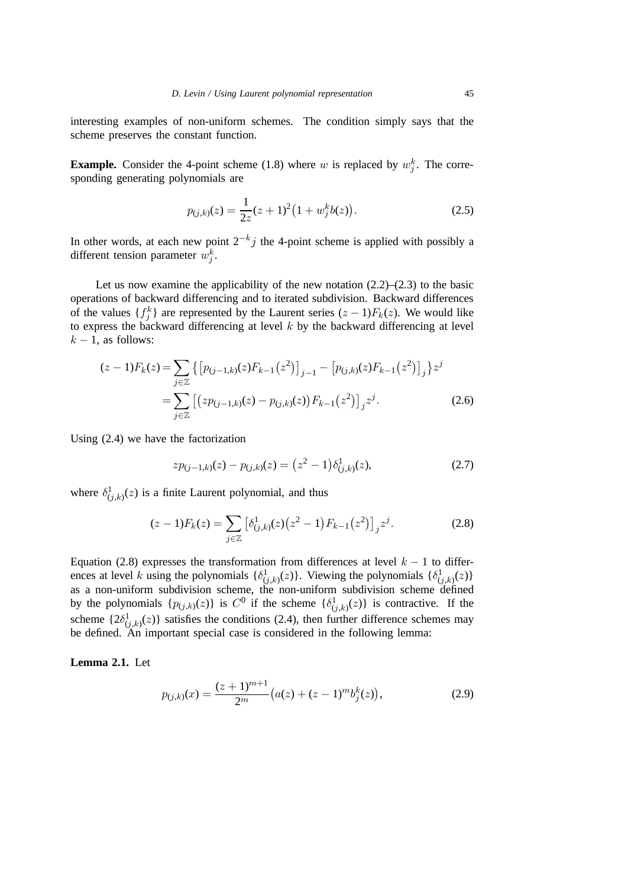interesting examples of non-uniform schemes. The condition simply says that the scheme preserves the constant function.

**Example.** Consider the 4-point scheme (1.8) where $w$ is replaced by $w_j^k$. The corresponding generating polynomials are

$$p_{(j,k)}(z) = \frac{1}{2z}(z+1)^2\big(1 + w_j^k b(z)\big). \tag{2.5}$$

In other words, at each new point $2^{-k}j$ the 4-point scheme is applied with possibly a different tension parameter $w_j^k$.

Let us now examine the applicability of the new notation (2.2)–(2.3) to the basic operations of backward differencing and to iterated subdivision. Backward differences of the values $\{f_j^k\}$ are represented by the Laurent series $(z-1)F_k(z)$. We would like to express the backward differencing at level $k$ by the backward differencing at level $k-1$, as follows:

$$\begin{aligned}(z-1)F_k(z) &= \sum_{j\in\mathbb{Z}} \big\{\big[p_{(j-1,k)}(z)F_{k-1}\big(z^2\big)\big]_{j-1} - \big[p_{(j,k)}(z)F_{k-1}\big(z^2\big)\big]_j\big\} z^j \\ &= \sum_{j\in\mathbb{Z}} \big[\big(zp_{(j-1,k)}(z) - p_{(j,k)}(z)\big)F_{k-1}\big(z^2\big)\big]_j z^j. \end{aligned} \tag{2.6}$$

Using (2.4) we have the factorization

$$zp_{(j-1,k)}(z) - p_{(j,k)}(z) = \big(z^2-1\big)\delta^1_{(j,k)}(z), \tag{2.7}$$

where $\delta^1_{(j,k)}(z)$ is a finite Laurent polynomial, and thus

$$(z-1)F_k(z) = \sum_{j\in\mathbb{Z}} \big[\delta^1_{(j,k)}(z)\big(z^2-1\big)F_{k-1}\big(z^2\big)\big]_j z^j. \tag{2.8}$$

Equation (2.8) expresses the transformation from differences at level $k-1$ to differences at level $k$ using the polynomials $\{\delta^1_{(j,k)}(z)\}$. Viewing the polynomials $\{\delta^1_{(j,k)}(z)\}$ as a non-uniform subdivision scheme, the non-uniform subdivision scheme defined by the polynomials $\{p_{(j,k)}(z)\}$ is $C^0$ if the scheme $\{\delta^1_{(j,k)}(z)\}$ is contractive. If the scheme $\{2\delta^1_{(j,k)}(z)\}$ satisfies the conditions (2.4), then further difference schemes may be defined. An important special case is considered in the following lemma:

**Lemma 2.1.** Let

$$p_{(j,k)}(x) = \frac{(z+1)^{m+1}}{2^m}\big(a(z) + (z-1)^m b_j^k(z)\big), \tag{2.9}$$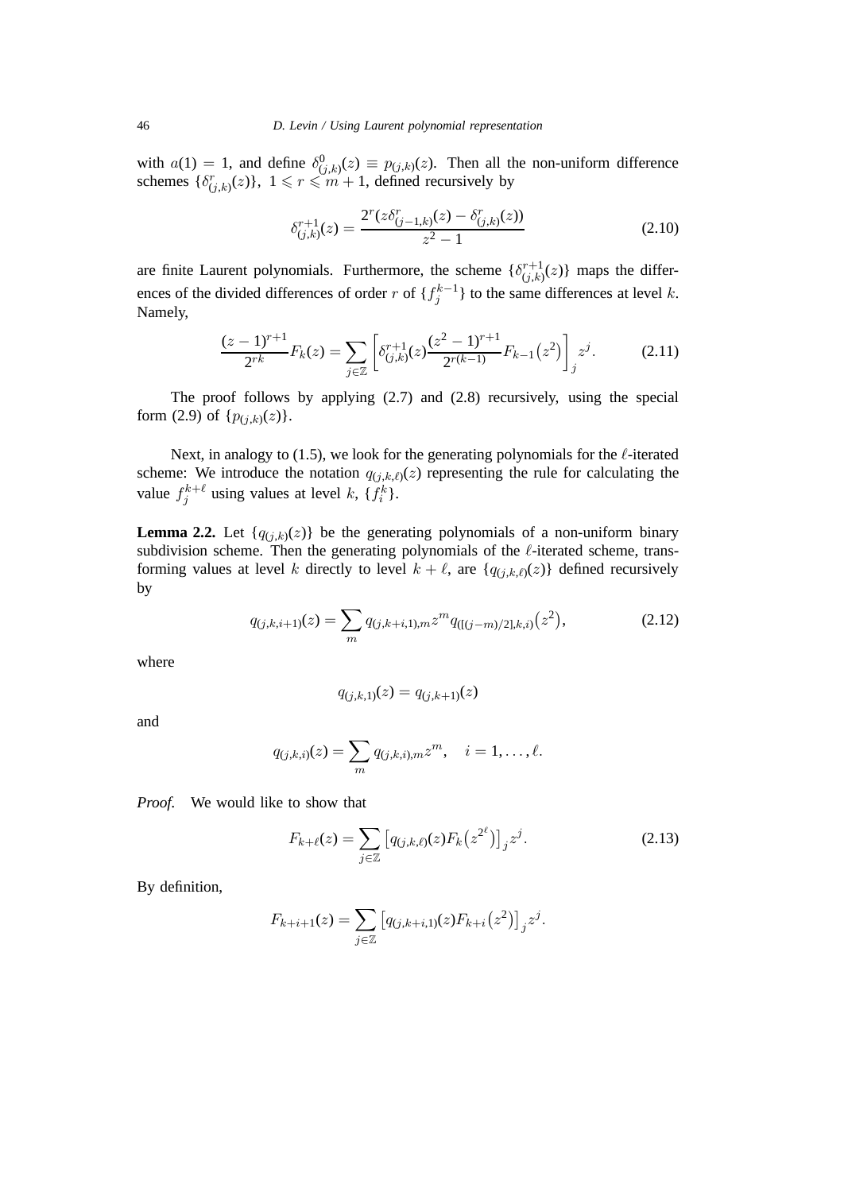with $a(1) = 1$, and define $\delta^0_{(j,k)}(z) \equiv p_{(j,k)}(z)$. Then all the non-uniform difference schemes $\{\delta^r_{(j,k)}(z)\}$, $1 \leqslant r \leqslant m+1$, defined recursively by

$$\delta^{r+1}_{(j,k)}(z) = \frac{2^r(z\delta^r_{(j-1,k)}(z) - \delta^r_{(j,k)}(z))}{z^2 - 1} \tag{2.10}$$

are finite Laurent polynomials. Furthermore, the scheme $\{\delta^{r+1}_{(j,k)}(z)\}$ maps the differences of the divided differences of order $r$ of $\{f^{k-1}_j\}$ to the same differences at level $k$. Namely,

$$\frac{(z-1)^{r+1}}{2^{rk}} F_k(z) = \sum_{j\in\mathbb{Z}} \left[ \delta^{r+1}_{(j,k)}(z) \frac{(z^2-1)^{r+1}}{2^{r(k-1)}} F_{k-1}\bigl(z^2\bigr) \right]_j z^j. \tag{2.11}$$

The proof follows by applying (2.7) and (2.8) recursively, using the special form (2.9) of $\{p_{(j,k)}(z)\}$.

Next, in analogy to (1.5), we look for the generating polynomials for the $\ell$-iterated scheme: We introduce the notation $q_{(j,k,\ell)}(z)$ representing the rule for calculating the value $f^{k+\ell}_j$ using values at level $k$, $\{f^k_i\}$.

**Lemma 2.2.** Let $\{q_{(j,k)}(z)\}$ be the generating polynomials of a non-uniform binary subdivision scheme. Then the generating polynomials of the $\ell$-iterated scheme, transforming values at level $k$ directly to level $k+\ell$, are $\{q_{(j,k,\ell)}(z)\}$ defined recursively by

$$q_{(j,k,i+1)}(z) = \sum_m q_{(j,k+i,1),m} z^m q_{([(j-m)/2],k,i)}\bigl(z^2\bigr), \tag{2.12}$$

where

$$q_{(j,k,1)}(z) = q_{(j,k+1)}(z)$$

and

$$q_{(j,k,i)}(z) = \sum_m q_{(j,k,i),m} z^m, \quad i = 1, \ldots, \ell.$$

*Proof.* We would like to show that

$$F_{k+\ell}(z) = \sum_{j\in\mathbb{Z}} \bigl[ q_{(j,k,\ell)}(z) F_k\bigl(z^{2^\ell}\bigr) \bigr]_j z^j. \tag{2.13}$$

By definition,

$$F_{k+i+1}(z) = \sum_{j\in\mathbb{Z}} \bigl[ q_{(j,k+i,1)}(z) F_{k+i}\bigl(z^2\bigr) \bigr]_j z^j.$$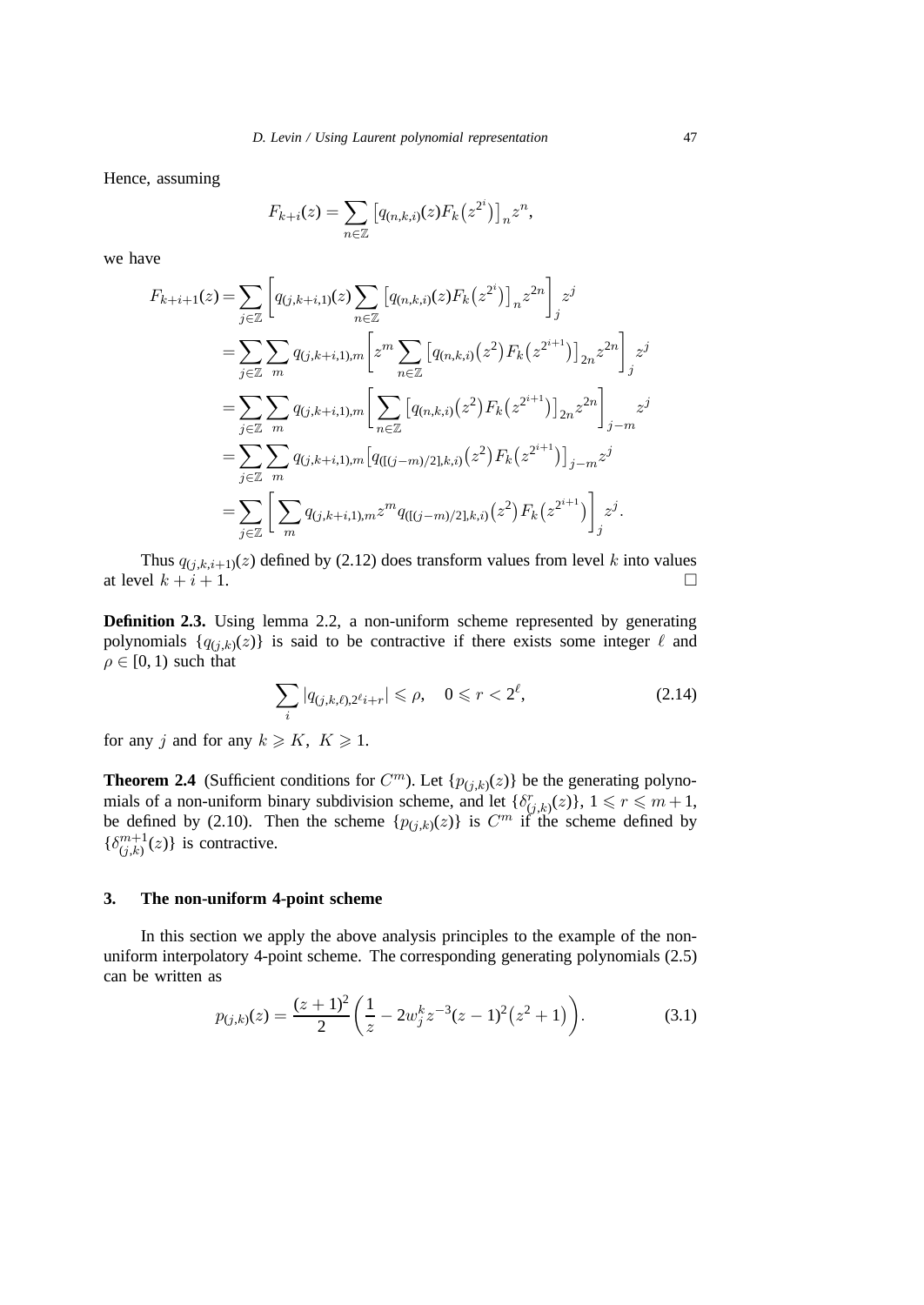Hence, assuming

$$F_{k+i}(z) = \sum_{n\in\mathbb{Z}} \left[q_{(n,k,i)}(z)F_k\left(z^{2^i}\right)\right]_n z^n,$$

we have

$$\begin{aligned}
F_{k+i+1}(z) &= \sum_{j\in\mathbb{Z}} \left[q_{(j,k+i,1)}(z)\sum_{n\in\mathbb{Z}} \left[q_{(n,k,i)}(z)F_k\left(z^{2^i}\right)\right]_n z^{2n}\right]_j z^j \\
&= \sum_{j\in\mathbb{Z}}\sum_{m} q_{(j,k+i,1),m}\left[z^m \sum_{n\in\mathbb{Z}} \left[q_{(n,k,i)}\left(z^2\right)F_k\left(z^{2^{i+1}}\right)\right]_{2n} z^{2n}\right]_j z^j \\
&= \sum_{j\in\mathbb{Z}}\sum_{m} q_{(j,k+i,1),m}\left[\sum_{n\in\mathbb{Z}} \left[q_{(n,k,i)}\left(z^2\right)F_k\left(z^{2^{i+1}}\right)\right]_{2n} z^{2n}\right]_{j-m} z^j \\
&= \sum_{j\in\mathbb{Z}}\sum_{m} q_{(j,k+i,1),m}\left[q_{([(j-m)/2],k,i)}\left(z^2\right)F_k\left(z^{2^{i+1}}\right)\right]_{j-m} z^j \\
&= \sum_{j\in\mathbb{Z}}\left[\sum_{m} q_{(j,k+i,1),m} z^m q_{([(j-m)/2],k,i)}\left(z^2\right)F_k\left(z^{2^{i+1}}\right)\right]_j z^j.
\end{aligned}$$

Thus $q_{(j,k,i+1)}(z)$ defined by (2.12) does transform values from level $k$ into values at level $k+i+1$. □

**Definition 2.3.** Using lemma 2.2, a non-uniform scheme represented by generating polynomials $\{q_{(j,k)}(z)\}$ is said to be contractive if there exists some integer $\ell$ and $\rho \in [0,1)$ such that

$$\sum_i \left|q_{(j,k,\ell),2^\ell i+r}\right| \leqslant \rho, \quad 0 \leqslant r < 2^\ell, \tag{2.14}$$

for any $j$ and for any $k \geqslant K$, $K \geqslant 1$.

**Theorem 2.4** (Sufficient conditions for $C^m$). Let $\{p_{(j,k)}(z)\}$ be the generating polynomials of a non-uniform binary subdivision scheme, and let $\{\delta^r_{(j,k)}(z)\}$, $1 \leqslant r \leqslant m+1$, be defined by (2.10). Then the scheme $\{p_{(j,k)}(z)\}$ is $C^m$ if the scheme defined by $\{\delta^{m+1}_{(j,k)}(z)\}$ is contractive.

## 3. The non-uniform 4-point scheme

In this section we apply the above analysis principles to the example of the non-uniform interpolatory 4-point scheme. The corresponding generating polynomials (2.5) can be written as

$$p_{(j,k)}(z) = \frac{(z+1)^2}{2}\left(\frac{1}{z} - 2w_j^k z^{-3}(z-1)^2\left(z^2+1\right)\right). \tag{3.1}$$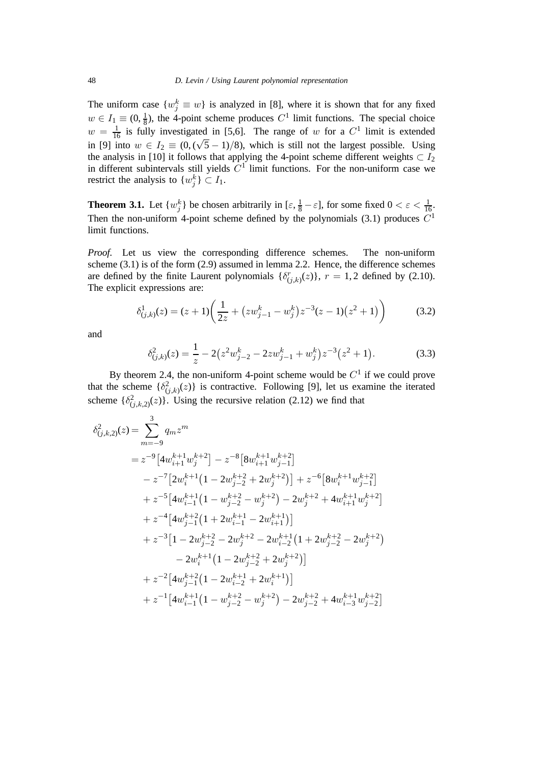The uniform case $\{w_j^k \equiv w\}$ is analyzed in [8], where it is shown that for any fixed $w \in I_1 \equiv (0, \frac{1}{8})$, the 4-point scheme produces $C^1$ limit functions. The special choice $w = \frac{1}{16}$ is fully investigated in [5,6]. The range of $w$ for a $C^1$ limit is extended in [9] into $w \in I_2 \equiv (0, (\sqrt{5}-1)/8)$, which is still not the largest possible. Using the analysis in [10] it follows that applying the 4-point scheme different weights $\subset I_2$ in different subintervals still yields $C^1$ limit functions. For the non-uniform case we restrict the analysis to $\{w_j^k\} \subset I_1$.

**Theorem 3.1.** Let $\{w_j^k\}$ be chosen arbitrarily in $[\varepsilon, \frac{1}{8} - \varepsilon]$, for some fixed $0 < \varepsilon < \frac{1}{16}$. Then the non-uniform 4-point scheme defined by the polynomials (3.1) produces $C^1$ limit functions.

*Proof.* Let us view the corresponding difference schemes. The non-uniform scheme (3.1) is of the form (2.9) assumed in lemma 2.2. Hence, the difference schemes are defined by the finite Laurent polynomials $\{\delta^r_{(j,k)}(z)\}$, $r = 1, 2$ defined by (2.10). The explicit expressions are:

$$\delta^1_{(j,k)}(z) = (z+1)\left(\frac{1}{2z} + \left(zw_{j-1}^k - w_j^k\right)z^{-3}(z-1)\left(z^2+1\right)\right) \tag{3.2}$$

and

$$\delta^2_{(j,k)}(z) = \frac{1}{z} - 2\left(z^2 w_{j-2}^k - 2zw_{j-1}^k + w_j^k\right)z^{-3}\left(z^2+1\right). \tag{3.3}$$

By theorem 2.4, the non-uniform 4-point scheme would be $C^1$ if we could prove that the scheme $\{\delta^2_{(j,k)}(z)\}$ is contractive. Following [9], let us examine the iterated scheme $\{\delta^2_{(j,k,2)}(z)\}$. Using the recursive relation (2.12) we find that

$$\begin{aligned}
\delta^2_{(j,k,2)}(z) = {} & \sum_{m=-9}^{3} q_m z^m \\
= {} & z^{-9}\left[4w_{i+1}^{k+1} w_j^{k+2}\right] - z^{-8}\left[8w_{i+1}^{k+1} w_{j-1}^{k+2}\right] \\
& - z^{-7}\left[2w_i^{k+1}\left(1 - 2w_{j-2}^{k+2} + 2w_j^{k+2}\right)\right] + z^{-6}\left[8w_i^{k+1} w_{j-1}^{k+2}\right] \\
& + z^{-5}\left[4w_{i-1}^{k+1}\left(1 - w_{j-2}^{k+2} - w_j^{k+2}\right) - 2w_j^{k+2} + 4w_{i+1}^{k+1} w_j^{k+2}\right] \\
& + z^{-4}\left[4w_{j-1}^{k+2}\left(1 + 2w_{i-1}^{k+1} - 2w_{i+1}^{k+1}\right)\right] \\
& + z^{-3}\left[1 - 2w_{j-2}^{k+2} - 2w_j^{k+2} - 2w_{i-2}^{k+1}\left(1 + 2w_{j-2}^{k+2} - 2w_j^{k+2}\right)\right. \\
& \qquad \left. - 2w_i^{k+1}\left(1 - 2w_{j-2}^{k+2} + 2w_j^{k+2}\right)\right] \\
& + z^{-2}\left[4w_{j-1}^{k+2}\left(1 - 2w_{i-2}^{k+1} + 2w_i^{k+1}\right)\right] \\
& + z^{-1}\left[4w_{i-1}^{k+1}\left(1 - w_{j-2}^{k+2} - w_j^{k+2}\right) - 2w_{j-2}^{k+2} + 4w_{i-3}^{k+1} w_{j-2}^{k+2}\right]
\end{aligned}$$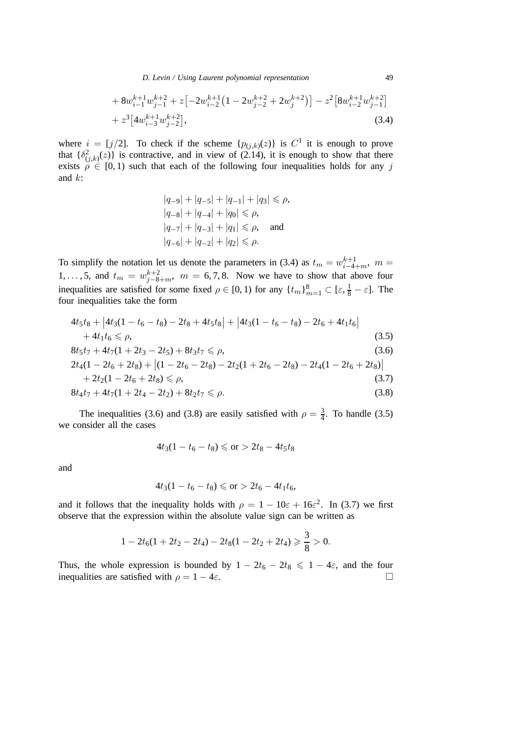$$
\begin{aligned}
&+ 8w_{i-1}^{k+1}w_{j-1}^{k+2} + z\big[-2w_{i-2}^{k+1}\big(1 - 2w_{j-2}^{k+2} + 2w_{j}^{k+2}\big)\big] - z^2\big[8w_{i-2}^{k+1}w_{j-1}^{k+2}\big] \\
&+ z^3\big[4w_{i-3}^{k+1}w_{j-2}^{k+2}\big],
\end{aligned}
\tag{3.4}
$$

where $i = [j/2]$. To check if the scheme $\{p_{(j,k)}(z)\}$ is $C^1$ it is enough to prove that $\{\delta^2_{(j,k)}(z)\}$ is contractive, and in view of (2.14), it is enough to show that there exists $\rho \in [0, 1)$ such that each of the following four inequalities holds for any $j$ and $k$:

$$
\begin{aligned}
&|q_{-9}| + |q_{-5}| + |q_{-1}| + |q_3| \leqslant \rho, \\
&|q_{-8}| + |q_{-4}| + |q_0| \leqslant \rho, \\
&|q_{-7}| + |q_{-3}| + |q_1| \leqslant \rho, \quad \text{and} \\
&|q_{-6}| + |q_{-2}| + |q_2| \leqslant \rho.
\end{aligned}
$$

To simplify the notation let us denote the parameters in (3.4) as $t_m = w_{i-4+m}^{k+1}$, $m = 1, \ldots, 5$, and $t_m = w_{j-8+m}^{k+2}$, $m = 6, 7, 8$. Now we have to show that above four inequalities are satisfied for some fixed $\rho \in [0, 1)$ for any $\{t_m\}_{m=1}^8 \subset [\varepsilon, \frac{1}{8} - \varepsilon]$. The four inequalities take the form

$$
\begin{aligned}
&4t_5t_8 + \big|4t_3(1 - t_6 - t_8) - 2t_8 + 4t_5t_8\big| + \big|4t_3(1 - t_6 - t_8) - 2t_6 + 4t_1t_6\big| \\
&\quad + 4t_1t_6 \leqslant \rho,
\end{aligned}
\tag{3.5}
$$

$$
8t_5t_7 + 4t_7(1 + 2t_3 - 2t_5) + 8t_3t_7 \leqslant \rho,
\tag{3.6}
$$

$$
\begin{aligned}
&2t_4(1 - 2t_6 + 2t_8) + \big|(1 - 2t_6 - 2t_8) - 2t_2(1 + 2t_6 - 2t_8) - 2t_4(1 - 2t_6 + 2t_8)\big| \\
&\quad + 2t_2(1 - 2t_6 + 2t_8) \leqslant \rho,
\end{aligned}
\tag{3.7}
$$

$$
8t_4t_7 + 4t_7(1 + 2t_4 - 2t_2) + 8t_2t_7 \leqslant \rho.
\tag{3.8}
$$

The inequalities (3.6) and (3.8) are easily satisfied with $\rho = \frac{3}{4}$. To handle (3.5) we consider all the cases

$$
4t_3(1 - t_6 - t_8) \leqslant \text{or} > 2t_8 - 4t_5t_8
$$

and

$$
4t_3(1 - t_6 - t_8) \leqslant \text{or} > 2t_6 - 4t_1t_6,
$$

and it follows that the inequality holds with $\rho = 1 - 10\varepsilon + 16\varepsilon^2$. In (3.7) we first observe that the expression within the absolute value sign can be written as

$$
1 - 2t_6(1 + 2t_2 - 2t_4) - 2t_8(1 - 2t_2 + 2t_4) \geqslant \frac{3}{8} > 0.
$$

Thus, the whole expression is bounded by $1 - 2t_6 - 2t_8 \leqslant 1 - 4\varepsilon$, and the four inequalities are satisfied with $\rho = 1 - 4\varepsilon$. $\square$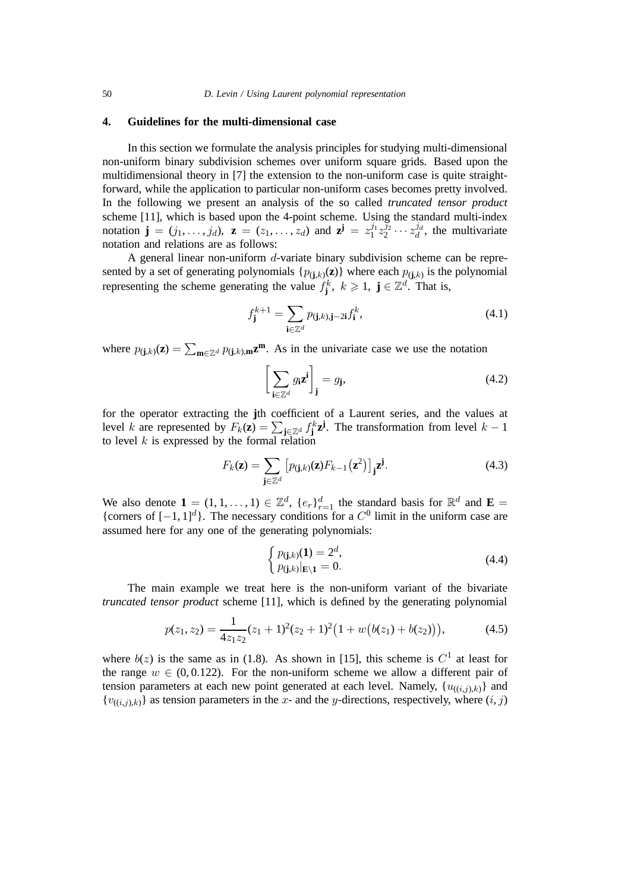## 4. Guidelines for the multi-dimensional case

In this section we formulate the analysis principles for studying multi-dimensional non-uniform binary subdivision schemes over uniform square grids. Based upon the multidimensional theory in [7] the extension to the non-uniform case is quite straightforward, while the application to particular non-uniform cases becomes pretty involved. In the following we present an analysis of the so called *truncated tensor product* scheme [11], which is based upon the 4-point scheme. Using the standard multi-index notation $\mathbf{j} = (j_1, \ldots, j_d)$, $\mathbf{z} = (z_1, \ldots, z_d)$ and $\mathbf{z}^{\mathbf{j}} = z_1^{j_1} z_2^{j_2} \cdots z_d^{j_d}$, the multivariate notation and relations are as follows:

A general linear non-uniform $d$-variate binary subdivision scheme can be represented by a set of generating polynomials $\{p_{(\mathbf{j},k)}(\mathbf{z})\}$ where each $p_{(\mathbf{j},k)}$ is the polynomial representing the scheme generating the value $f_{\mathbf{j}}^k$, $k \geqslant 1$, $\mathbf{j} \in \mathbb{Z}^d$. That is,

$$f_{\mathbf{j}}^{k+1} = \sum_{\mathbf{i} \in \mathbb{Z}^d} p_{(\mathbf{j},k),\mathbf{j}-2\mathbf{i}} f_{\mathbf{i}}^k, \tag{4.1}$$

where $p_{(\mathbf{j},k)}(\mathbf{z}) = \sum_{\mathbf{m} \in \mathbb{Z}^d} p_{(\mathbf{j},k),\mathbf{m}} \mathbf{z}^{\mathbf{m}}$. As in the univariate case we use the notation

$$\left[ \sum_{\mathbf{i} \in \mathbb{Z}^d} g_{\mathbf{i}} \mathbf{z}^{\mathbf{i}} \right]_{\mathbf{j}} = g_{\mathbf{j}}, \tag{4.2}$$

for the operator extracting the $\mathbf{j}$th coefficient of a Laurent series, and the values at level $k$ are represented by $F_k(\mathbf{z}) = \sum_{\mathbf{j} \in \mathbb{Z}^d} f_{\mathbf{j}}^k \mathbf{z}^{\mathbf{j}}$. The transformation from level $k-1$ to level $k$ is expressed by the formal relation

$$F_k(\mathbf{z}) = \sum_{\mathbf{j} \in \mathbb{Z}^d} \left[ p_{(\mathbf{j},k)}(\mathbf{z}) F_{k-1}\left(\mathbf{z}^2\right) \right]_{\mathbf{j}} \mathbf{z}^{\mathbf{j}}. \tag{4.3}$$

We also denote $\mathbf{1} = (1, 1, \ldots, 1) \in \mathbb{Z}^d$, $\{e_r\}_{r=1}^d$ the standard basis for $\mathbb{R}^d$ and $\mathbf{E} = \{\text{corners of } [-1, 1]^d\}$. The necessary conditions for a $C^0$ limit in the uniform case are assumed here for any one of the generating polynomials:

$$\begin{cases} p_{(\mathbf{j},k)}(\mathbf{1}) = 2^d, \\ p_{(\mathbf{j},k)}|_{\mathbf{E} \setminus \mathbf{1}} = 0. \end{cases} \tag{4.4}$$

The main example we treat here is the non-uniform variant of the bivariate *truncated tensor product* scheme [11], which is defined by the generating polynomial

$$p(z_1, z_2) = \frac{1}{4 z_1 z_2} (z_1 + 1)^2 (z_2 + 1)^2 \left(1 + w\left(b(z_1) + b(z_2)\right)\right), \tag{4.5}$$

where $b(z)$ is the same as in (1.8). As shown in [15], this scheme is $C^1$ at least for the range $w \in (0, 0.122)$. For the non-uniform scheme we allow a different pair of tension parameters at each new point generated at each level. Namely, $\{u_{((i,j),k)}\}$ and $\{v_{((i,j),k)}\}$ as tension parameters in the $x$- and the $y$-directions, respectively, where $(i, j)$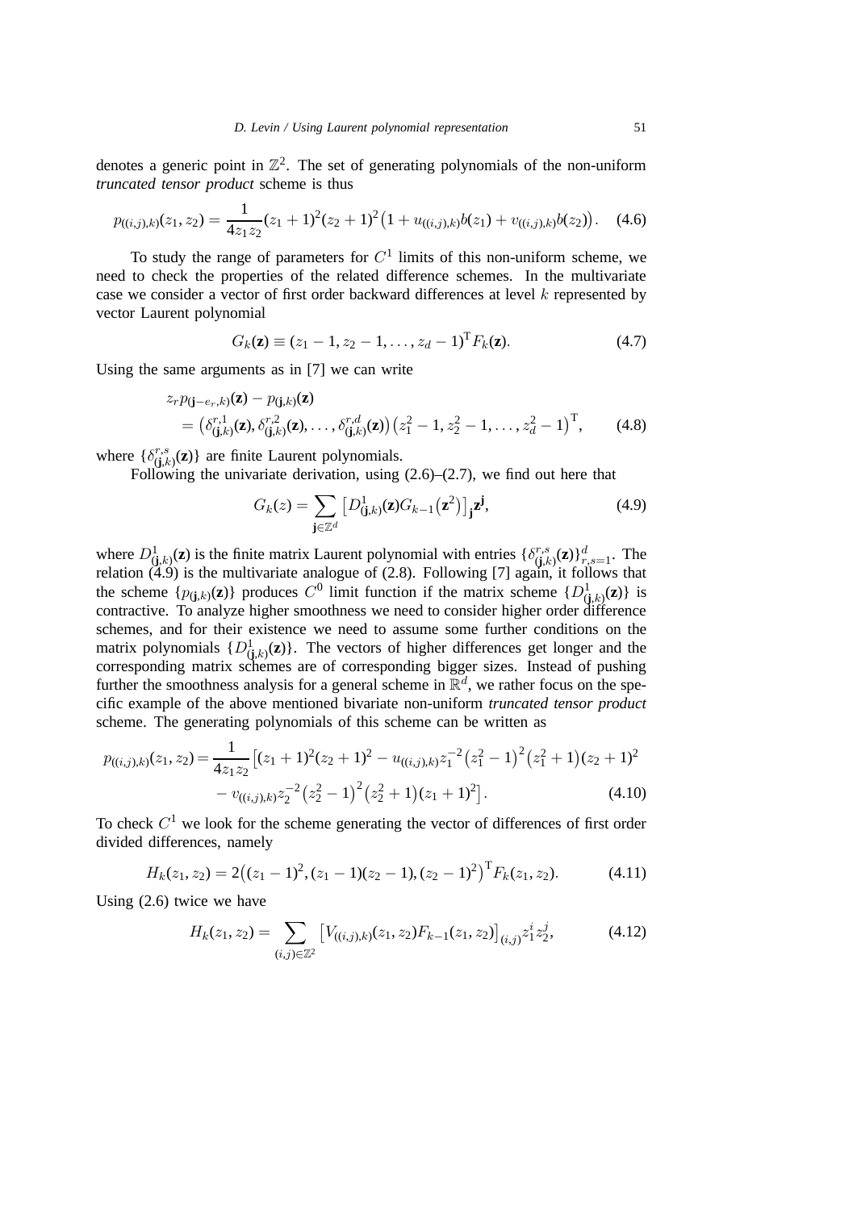denotes a generic point in $\mathbb{Z}^2$. The set of generating polynomials of the non-uniform *truncated tensor product* scheme is thus

$$p_{((i,j),k)}(z_1,z_2) = \frac{1}{4z_1z_2}(z_1+1)^2(z_2+1)^2\big(1+u_{((i,j),k)}b(z_1)+v_{((i,j),k)}b(z_2)\big). \quad (4.6)$$

To study the range of parameters for $C^1$ limits of this non-uniform scheme, we need to check the properties of the related difference schemes. In the multivariate case we consider a vector of first order backward differences at level $k$ represented by vector Laurent polynomial

$$G_k(\mathbf{z}) \equiv (z_1-1, z_2-1, \ldots, z_d-1)^{\mathrm{T}} F_k(\mathbf{z}). \quad (4.7)$$

Using the same arguments as in [7] we can write

$$\begin{aligned} &z_r p_{(\mathbf{j}-e_r,k)}(\mathbf{z}) - p_{(\mathbf{j},k)}(\mathbf{z}) \\ &\quad = \big(\delta^{r,1}_{(\mathbf{j},k)}(\mathbf{z}), \delta^{r,2}_{(\mathbf{j},k)}(\mathbf{z}), \ldots, \delta^{r,d}_{(\mathbf{j},k)}(\mathbf{z})\big)\big(z_1^2-1, z_2^2-1, \ldots, z_d^2-1\big)^{\mathrm{T}}, \end{aligned} \quad (4.8)$$

where $\{\delta^{r,s}_{(\mathbf{j},k)}(\mathbf{z})\}$ are finite Laurent polynomials.

Following the univariate derivation, using (2.6)–(2.7), we find out here that

$$G_k(z) = \sum_{\mathbf{j}\in\mathbb{Z}^d} \big[D^1_{(\mathbf{j},k)}(\mathbf{z}) G_{k-1}(\mathbf{z}^2)\big]_{\mathbf{j}} \mathbf{z}^{\mathbf{j}}, \quad (4.9)$$

where $D^1_{(\mathbf{j},k)}(\mathbf{z})$ is the finite matrix Laurent polynomial with entries $\{\delta^{r,s}_{(\mathbf{j},k)}(\mathbf{z})\}^d_{r,s=1}$. The relation (4.9) is the multivariate analogue of (2.8). Following [7] again, it follows that the scheme $\{p_{(\mathbf{j},k)}(\mathbf{z})\}$ produces $C^0$ limit function if the matrix scheme $\{D^1_{(\mathbf{j},k)}(\mathbf{z})\}$ is contractive. To analyze higher smoothness we need to consider higher order difference schemes, and for their existence we need to assume some further conditions on the matrix polynomials $\{D^1_{(\mathbf{j},k)}(\mathbf{z})\}$. The vectors of higher differences get longer and the corresponding matrix schemes are of corresponding bigger sizes. Instead of pushing further the smoothness analysis for a general scheme in $\mathbb{R}^d$, we rather focus on the specific example of the above mentioned bivariate non-uniform *truncated tensor product* scheme. The generating polynomials of this scheme can be written as

$$\begin{aligned} p_{((i,j),k)}(z_1,z_2) = \frac{1}{4z_1z_2}\big[&(z_1+1)^2(z_2+1)^2 - u_{((i,j),k)} z_1^{-2}\big(z_1^2-1\big)^2\big(z_1^2+1\big)(z_2+1)^2 \\ &- v_{((i,j),k)} z_2^{-2}\big(z_2^2-1\big)^2\big(z_2^2+1\big)(z_1+1)^2\big]. \end{aligned} \quad (4.10)$$

To check $C^1$ we look for the scheme generating the vector of differences of first order divided differences, namely

$$H_k(z_1,z_2) = 2\big((z_1-1)^2, (z_1-1)(z_2-1), (z_2-1)^2\big)^{\mathrm{T}} F_k(z_1,z_2). \quad (4.11)$$

Using (2.6) twice we have

$$H_k(z_1,z_2) = \sum_{(i,j)\in\mathbb{Z}^2} \big[V_{((i,j),k)}(z_1,z_2) F_{k-1}(z_1,z_2)\big]_{(i,j)} z_1^i z_2^j, \quad (4.12)$$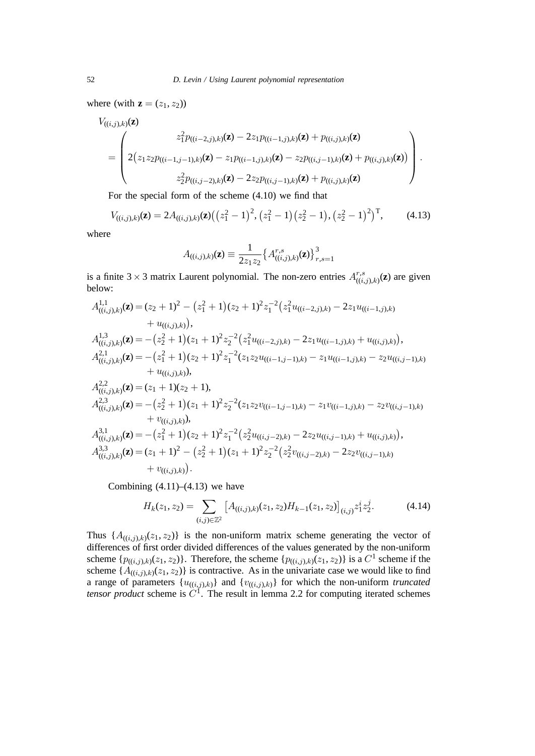where (with $\mathbf{z} = (z_1, z_2)$)

$$
V_{((i,j),k)}(\mathbf{z}) = \begin{pmatrix} z_1^2 p_{((i-2,j),k)}(\mathbf{z}) - 2z_1 p_{((i-1,j),k)}(\mathbf{z}) + p_{((i,j),k)}(\mathbf{z}) \\ 2\big(z_1 z_2 p_{((i-1,j-1),k)}(\mathbf{z}) - z_1 p_{((i-1,j),k)}(\mathbf{z}) - z_2 p_{((i,j-1),k)}(\mathbf{z}) + p_{((i,j),k)}(\mathbf{z})\big) \\ z_2^2 p_{((i,j-2),k)}(\mathbf{z}) - 2z_2 p_{((i,j-1),k)}(\mathbf{z}) + p_{((i,j),k)}(\mathbf{z}) \end{pmatrix}.
$$

For the special form of the scheme (4.10) we find that

$$
V_{((i,j),k)}(\mathbf{z}) = 2A_{((i,j),k)}(\mathbf{z})\big(\big(z_1^2-1\big)^2, \big(z_1^2-1\big)\big(z_2^2-1\big), \big(z_2^2-1\big)^2\big)^{\mathrm{T}}, \tag{4.13}
$$

where

$$
A_{((i,j),k)}(\mathbf{z}) \equiv \frac{1}{2z_1 z_2}\big\{A^{r,s}_{((i,j),k)}(\mathbf{z})\big\}_{r,s=1}^{3}
$$

is a finite $3 \times 3$ matrix Laurent polynomial. The non-zero entries $A^{r,s}_{((i,j),k)}(\mathbf{z})$ are given below:

$$
\begin{aligned}
A^{1,1}_{((i,j),k)}(\mathbf{z}) &= (z_2+1)^2 - \big(z_1^2+1\big)(z_2+1)^2 z_1^{-2}\big(z_1^2 u_{((i-2,j),k)} - 2z_1 u_{((i-1,j),k)} \\
&\quad + u_{((i,j),k)}\big), \\
A^{1,3}_{((i,j),k)}(\mathbf{z}) &= -\big(z_2^2+1\big)(z_1+1)^2 z_2^{-2}\big(z_1^2 u_{((i-2,j),k)} - 2z_1 u_{((i-1,j),k)} + u_{((i,j),k)}\big), \\
A^{2,1}_{((i,j),k)}(\mathbf{z}) &= -\big(z_1^2+1\big)(z_2+1)^2 z_1^{-2}(z_1 z_2 u_{((i-1,j-1),k)} - z_1 u_{((i-1,j),k)} - z_2 u_{((i,j-1),k)} \\
&\quad + u_{((i,j),k)}), \\
A^{2,2}_{((i,j),k)}(\mathbf{z}) &= (z_1+1)(z_2+1), \\
A^{2,3}_{((i,j),k)}(\mathbf{z}) &= -\big(z_2^2+1\big)(z_1+1)^2 z_2^{-2}(z_1 z_2 v_{((i-1,j-1),k)} - z_1 v_{((i-1,j),k)} - z_2 v_{((i,j-1),k)} \\
&\quad + v_{((i,j),k)}), \\
A^{3,1}_{((i,j),k)}(\mathbf{z}) &= -\big(z_1^2+1\big)(z_2+1)^2 z_1^{-2}\big(z_2^2 u_{((i,j-2),k)} - 2z_2 u_{((i,j-1),k)} + u_{((i,j),k)}\big), \\
A^{3,3}_{((i,j),k)}(\mathbf{z}) &= (z_1+1)^2 - \big(z_2^2+1\big)(z_1+1)^2 z_2^{-2}\big(z_2^2 v_{((i,j-2),k)} - 2z_2 v_{((i,j-1),k)} \\
&\quad + v_{((i,j),k)}\big).
\end{aligned}
$$

Combining (4.11)–(4.13) we have

$$
H_k(z_1, z_2) = \sum_{(i,j)\in\mathbb{Z}^2} \big[A_{((i,j),k)}(z_1, z_2) H_{k-1}(z_1, z_2)\big]_{(i,j)} z_1^i z_2^j. \tag{4.14}
$$

Thus $\{A_{((i,j),k)}(z_1, z_2)\}$ is the non-uniform matrix scheme generating the vector of differences of first order divided differences of the values generated by the non-uniform scheme $\{p_{((i,j),k)}(z_1, z_2)\}$. Therefore, the scheme $\{p_{((i,j),k)}(z_1, z_2)\}$ is a $C^1$ scheme if the scheme $\{A_{((i,j),k)}(z_1, z_2)\}$ is contractive. As in the univariate case we would like to find a range of parameters $\{u_{((i,j),k)}\}$ and $\{v_{((i,j),k)}\}$ for which the non-uniform *truncated tensor product* scheme is $C^1$. The result in lemma 2.2 for computing iterated schemes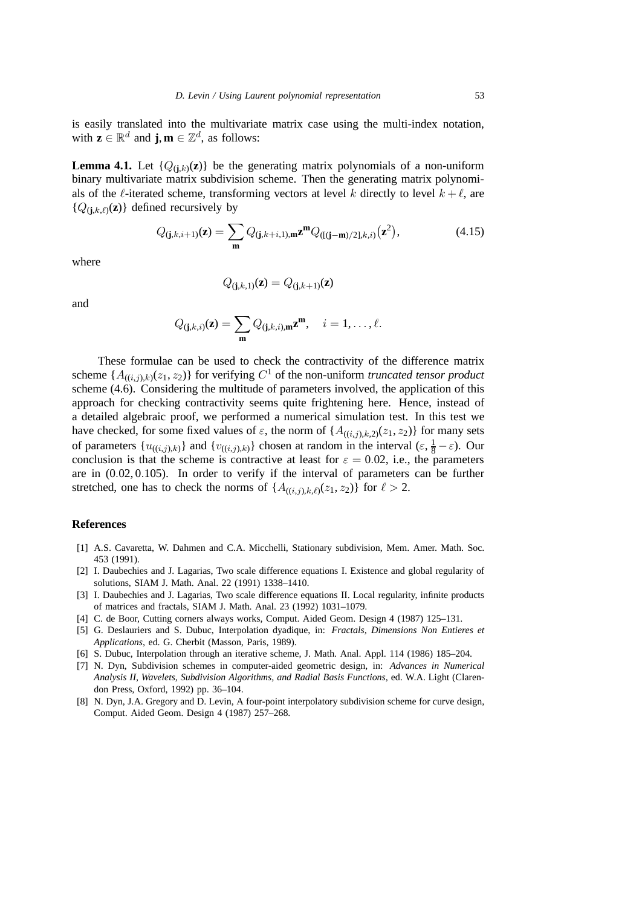is easily translated into the multivariate matrix case using the multi-index notation, with $\mathbf{z} \in \mathbb{R}^d$ and $\mathbf{j}, \mathbf{m} \in \mathbb{Z}^d$, as follows:

**Lemma 4.1.** Let $\{Q_{(\mathbf{j},k)}(\mathbf{z})\}$ be the generating matrix polynomials of a non-uniform binary multivariate matrix subdivision scheme. Then the generating matrix polynomials of the $\ell$-iterated scheme, transforming vectors at level $k$ directly to level $k+\ell$, are $\{Q_{(\mathbf{j},k,\ell)}(\mathbf{z})\}$ defined recursively by

$$Q_{(\mathbf{j},k,i+1)}(\mathbf{z}) = \sum_{\mathbf{m}} Q_{(\mathbf{j},k+i,1),\mathbf{m}} \mathbf{z}^{\mathbf{m}} Q_{([(\mathbf{j}-\mathbf{m})/2],k,i)}\big(\mathbf{z}^2\big), \tag{4.15}$$

where

$$Q_{(\mathbf{j},k,1)}(\mathbf{z}) = Q_{(\mathbf{j},k+1)}(\mathbf{z})$$

and

$$Q_{(\mathbf{j},k,i)}(\mathbf{z}) = \sum_{\mathbf{m}} Q_{(\mathbf{j},k,i),\mathbf{m}} \mathbf{z}^{\mathbf{m}}, \quad i = 1, \ldots, \ell.$$

These formulae can be used to check the contractivity of the difference matrix scheme $\{A_{((i,j),k)}(z_1, z_2)\}$ for verifying $C^1$ of the non-uniform *truncated tensor product* scheme (4.6). Considering the multitude of parameters involved, the application of this approach for checking contractivity seems quite frightening here. Hence, instead of a detailed algebraic proof, we performed a numerical simulation test. In this test we have checked, for some fixed values of $\varepsilon$, the norm of $\{A_{((i,j),k,2)}(z_1, z_2)\}$ for many sets of parameters $\{u_{((i,j),k)}\}$ and $\{v_{((i,j),k)}\}$ chosen at random in the interval $(\varepsilon, \frac{1}{8} - \varepsilon)$. Our conclusion is that the scheme is contractive at least for $\varepsilon = 0.02$, i.e., the parameters are in $(0.02, 0.105)$. In order to verify if the interval of parameters can be further stretched, one has to check the norms of $\{A_{((i,j),k,\ell)}(z_1, z_2)\}$ for $\ell > 2$.

## References

[1] A.S. Cavaretta, W. Dahmen and C.A. Micchelli, Stationary subdivision, Mem. Amer. Math. Soc. 453 (1991).

[2] I. Daubechies and J. Lagarias, Two scale difference equations I. Existence and global regularity of solutions, SIAM J. Math. Anal. 22 (1991) 1338–1410.

[3] I. Daubechies and J. Lagarias, Two scale difference equations II. Local regularity, infinite products of matrices and fractals, SIAM J. Math. Anal. 23 (1992) 1031–1079.

[4] C. de Boor, Cutting corners always works, Comput. Aided Geom. Design 4 (1987) 125–131.

[5] G. Deslauriers and S. Dubuc, Interpolation dyadique, in: *Fractals, Dimensions Non Entieres et Applications*, ed. G. Cherbit (Masson, Paris, 1989).

[6] S. Dubuc, Interpolation through an iterative scheme, J. Math. Anal. Appl. 114 (1986) 185–204.

[7] N. Dyn, Subdivision schemes in computer-aided geometric design, in: *Advances in Numerical Analysis II, Wavelets, Subdivision Algorithms, and Radial Basis Functions*, ed. W.A. Light (Clarendon Press, Oxford, 1992) pp. 36–104.

[8] N. Dyn, J.A. Gregory and D. Levin, A four-point interpolatory subdivision scheme for curve design, Comput. Aided Geom. Design 4 (1987) 257–268.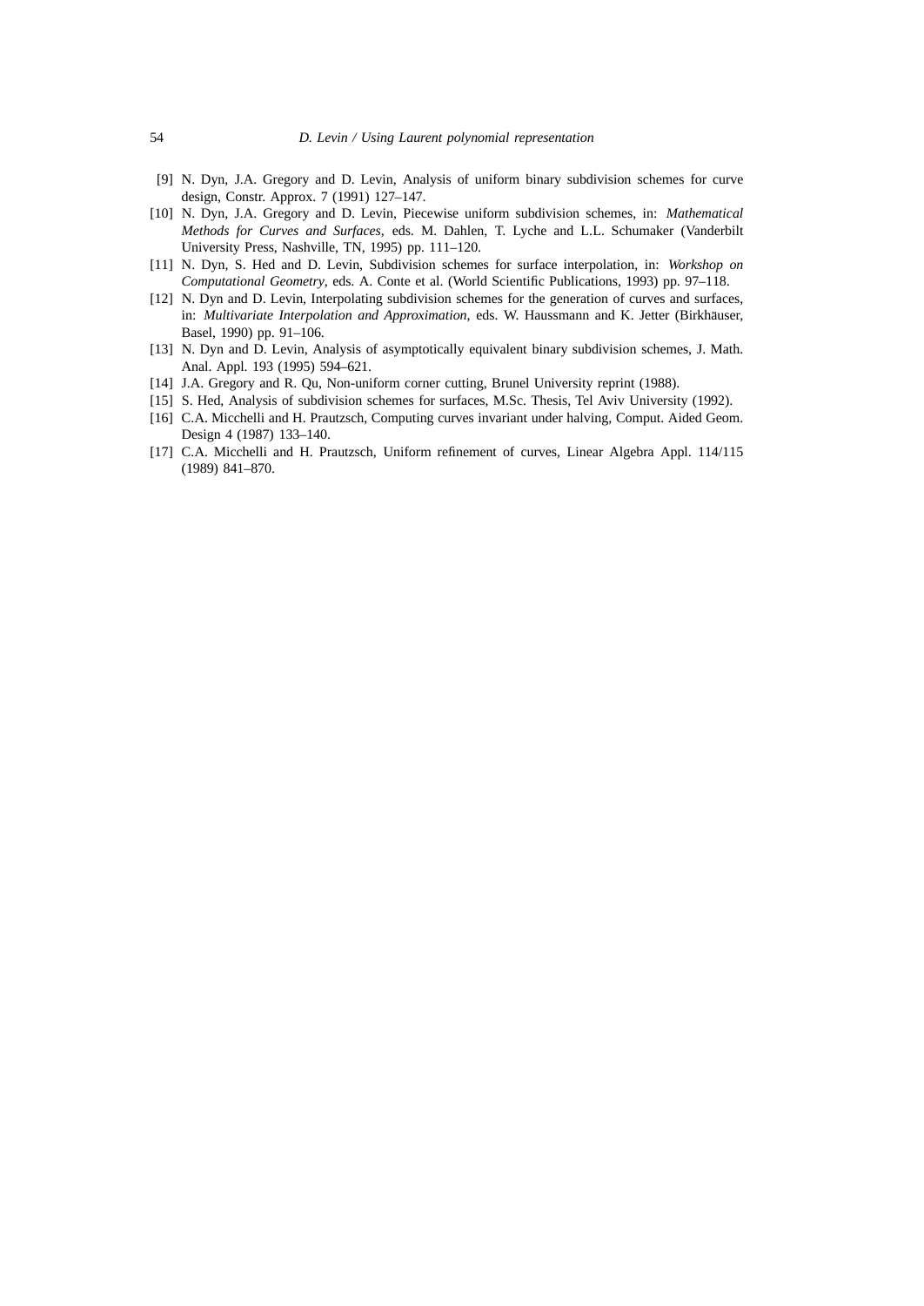[9] N. Dyn, J.A. Gregory and D. Levin, Analysis of uniform binary subdivision schemes for curve design, Constr. Approx. 7 (1991) 127–147.

[10] N. Dyn, J.A. Gregory and D. Levin, Piecewise uniform subdivision schemes, in: *Mathematical Methods for Curves and Surfaces*, eds. M. Dahlen, T. Lyche and L.L. Schumaker (Vanderbilt University Press, Nashville, TN, 1995) pp. 111–120.

[11] N. Dyn, S. Hed and D. Levin, Subdivision schemes for surface interpolation, in: *Workshop on Computational Geometry*, eds. A. Conte et al. (World Scientific Publications, 1993) pp. 97–118.

[12] N. Dyn and D. Levin, Interpolating subdivision schemes for the generation of curves and surfaces, in: *Multivariate Interpolation and Approximation*, eds. W. Haussmann and K. Jetter (Birkhäuser, Basel, 1990) pp. 91–106.

[13] N. Dyn and D. Levin, Analysis of asymptotically equivalent binary subdivision schemes, J. Math. Anal. Appl. 193 (1995) 594–621.

[14] J.A. Gregory and R. Qu, Non-uniform corner cutting, Brunel University reprint (1988).

[15] S. Hed, Analysis of subdivision schemes for surfaces, M.Sc. Thesis, Tel Aviv University (1992).

[16] C.A. Micchelli and H. Prautzsch, Computing curves invariant under halving, Comput. Aided Geom. Design 4 (1987) 133–140.

[17] C.A. Micchelli and H. Prautzsch, Uniform refinement of curves, Linear Algebra Appl. 114/115 (1989) 841–870.